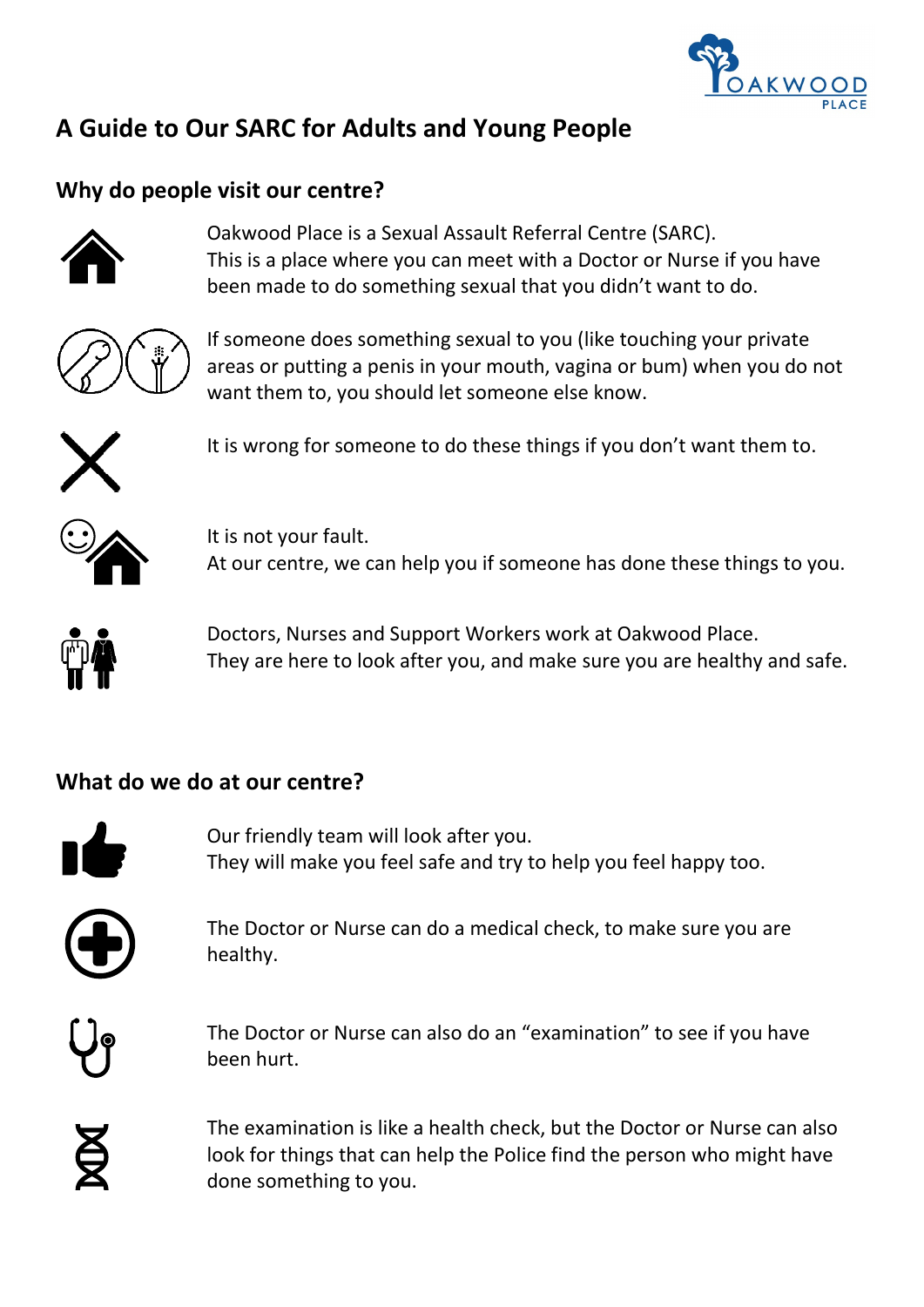# A Guide to Our SARC for Adults and Young People

## Why do people visit our centre?

Oakwood Place is a Sexual Assault Referral Centre (SARC).
This is a place where you can meet with a Doctor or Nurse if you have been made to do something sexual that you didn't want to do.

If someone does something sexual to you (like touching your private areas or putting a penis in your mouth, vagina or bum) when you do not want them to, you should let someone else know.

It is wrong for someone to do these things if you don't want them to.

It is not your fault.
At our centre, we can help you if someone has done these things to you.

Doctors, Nurses and Support Workers work at Oakwood Place.
They are here to look after you, and make sure you are healthy and safe.

## What do we do at our centre?

Our friendly team will look after you.
They will make you feel safe and try to help you feel happy too.

The Doctor or Nurse can do a medical check, to make sure you are healthy.

The Doctor or Nurse can also do an "examination" to see if you have been hurt.

The examination is like a health check, but the Doctor or Nurse can also look for things that can help the Police find the person who might have done something to you.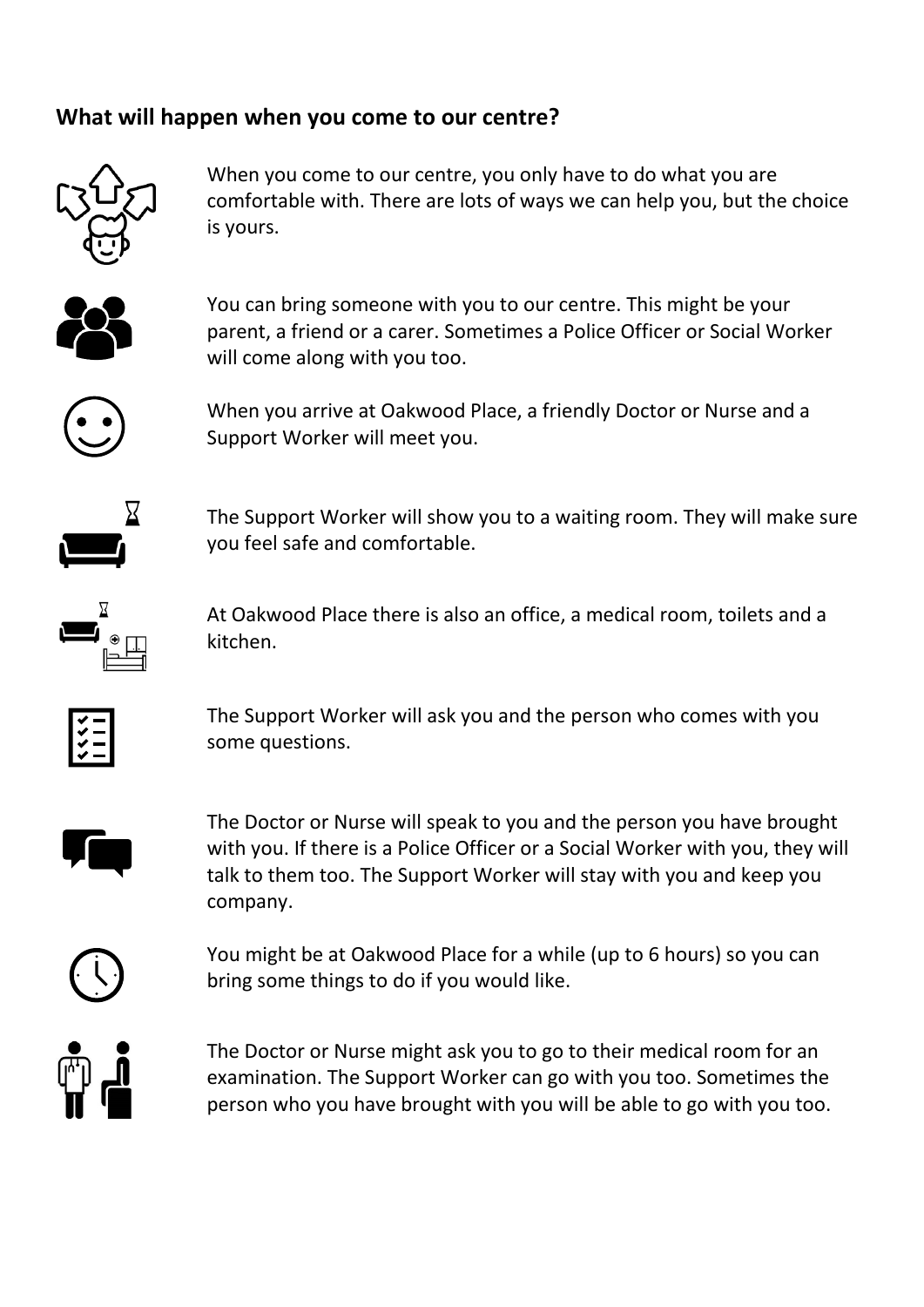## What will happen when you come to our centre?

When you come to our centre, you only have to do what you are comfortable with. There are lots of ways we can help you, but the choice is yours.

You can bring someone with you to our centre. This might be your parent, a friend or a carer. Sometimes a Police Officer or Social Worker will come along with you too.

When you arrive at Oakwood Place, a friendly Doctor or Nurse and a Support Worker will meet you.

The Support Worker will show you to a waiting room. They will make sure you feel safe and comfortable.

At Oakwood Place there is also an office, a medical room, toilets and a kitchen.

The Support Worker will ask you and the person who comes with you some questions.

The Doctor or Nurse will speak to you and the person you have brought with you. If there is a Police Officer or a Social Worker with you, they will talk to them too. The Support Worker will stay with you and keep you company.

You might be at Oakwood Place for a while (up to 6 hours) so you can bring some things to do if you would like.

The Doctor or Nurse might ask you to go to their medical room for an examination. The Support Worker can go with you too. Sometimes the person who you have brought with you will be able to go with you too.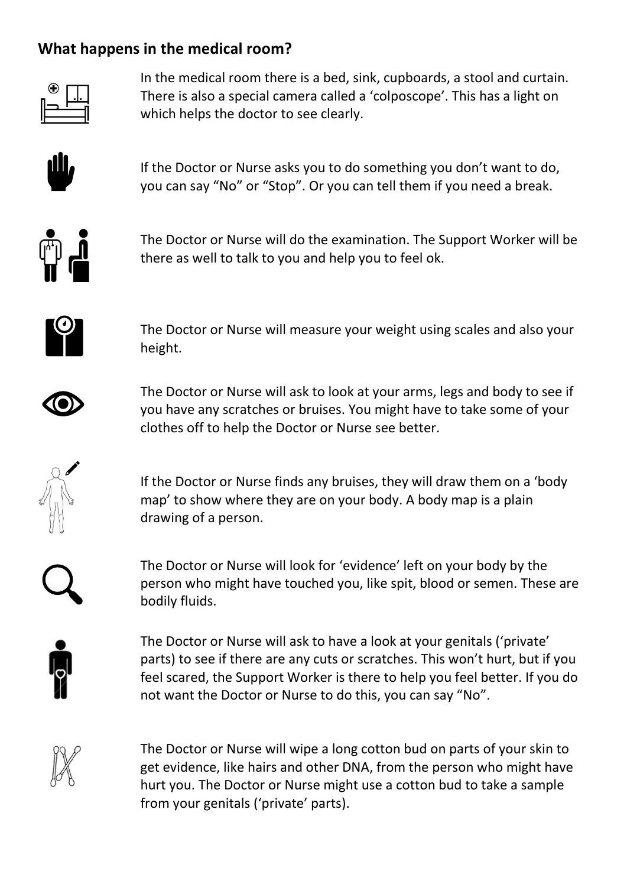## What happens in the medical room?

In the medical room there is a bed, sink, cupboards, a stool and curtain. There is also a special camera called a 'colposcope'. This has a light on which helps the doctor to see clearly.

If the Doctor or Nurse asks you to do something you don't want to do, you can say "No" or "Stop". Or you can tell them if you need a break.

The Doctor or Nurse will do the examination. The Support Worker will be there as well to talk to you and help you to feel ok.

The Doctor or Nurse will measure your weight using scales and also your height.

The Doctor or Nurse will ask to look at your arms, legs and body to see if you have any scratches or bruises. You might have to take some of your clothes off to help the Doctor or Nurse see better.

If the Doctor or Nurse finds any bruises, they will draw them on a 'body map' to show where they are on your body. A body map is a plain drawing of a person.

The Doctor or Nurse will look for 'evidence' left on your body by the person who might have touched you, like spit, blood or semen. These are bodily fluids.

The Doctor or Nurse will ask to have a look at your genitals ('private' parts) to see if there are any cuts or scratches. This won't hurt, but if you feel scared, the Support Worker is there to help you feel better. If you do not want the Doctor or Nurse to do this, you can say "No".

The Doctor or Nurse will wipe a long cotton bud on parts of your skin to get evidence, like hairs and other DNA, from the person who might have hurt you. The Doctor or Nurse might use a cotton bud to take a sample from your genitals ('private' parts).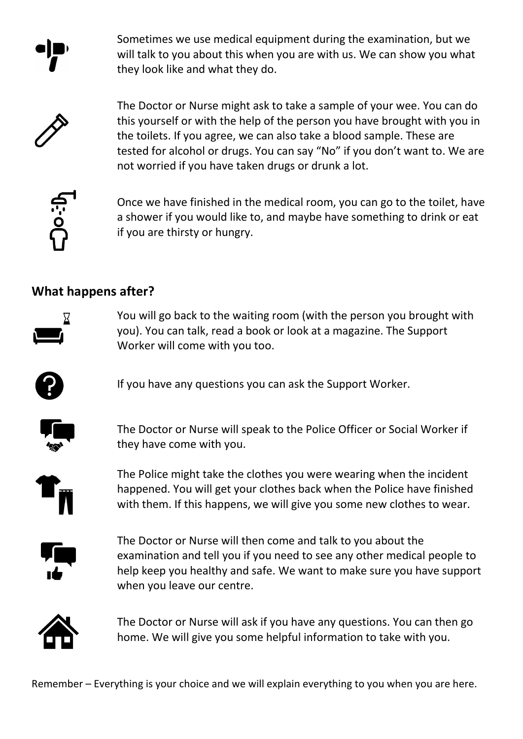Sometimes we use medical equipment during the examination, but we will talk to you about this when you are with us. We can show you what they look like and what they do.

The Doctor or Nurse might ask to take a sample of your wee. You can do this yourself or with the help of the person you have brought with you in the toilets. If you agree, we can also take a blood sample. These are tested for alcohol or drugs. You can say "No" if you don't want to. We are not worried if you have taken drugs or drunk a lot.

Once we have finished in the medical room, you can go to the toilet, have a shower if you would like to, and maybe have something to drink or eat if you are thirsty or hungry.

## What happens after?

You will go back to the waiting room (with the person you brought with you). You can talk, read a book or look at a magazine. The Support Worker will come with you too.

If you have any questions you can ask the Support Worker.

The Doctor or Nurse will speak to the Police Officer or Social Worker if they have come with you.

The Police might take the clothes you were wearing when the incident happened. You will get your clothes back when the Police have finished with them. If this happens, we will give you some new clothes to wear.

The Doctor or Nurse will then come and talk to you about the examination and tell you if you need to see any other medical people to help keep you healthy and safe. We want to make sure you have support when you leave our centre.

The Doctor or Nurse will ask if you have any questions. You can then go home. We will give you some helpful information to take with you.

Remember – Everything is your choice and we will explain everything to you when you are here.